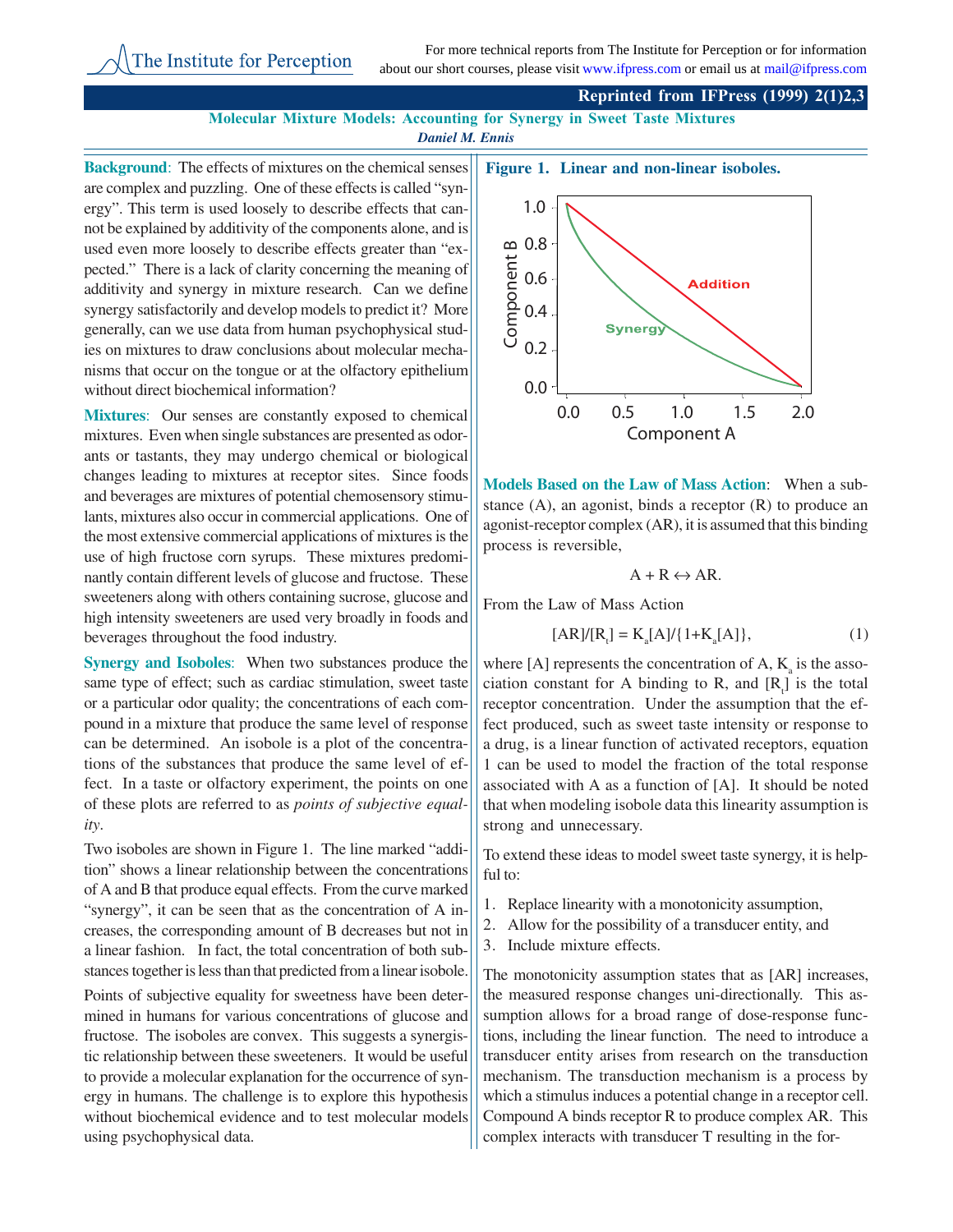The Institute for Perception

For more technical reports from The Institute for Perception or for information about our short courses, please visit www.ifpress.com or email us at mail@ifpress.com

**Reprinted from IFPress (1999) 2(1)2,3**

# Molecular Mixture Models: Accounting for Synergy in Sweet Taste Mixtures

*Daniel M. Ennis*

**Background**: The effects of mixtures on the chemical senses are complex and puzzling. One of these effects is called "synergy". This term is used loosely to describe effects that cannot be explained by additivity of the components alone, and is used even more loosely to describe effects greater than "expected." There is a lack of clarity concerning the meaning of additivity and synergy in mixture research. Can we define synergy satisfactorily and develop models to predict it? More generally, can we use data from human psychophysical studies on mixtures to draw conclusions about molecular mechanisms that occur on the tongue or at the olfactory epithelium without direct biochemical information?

**Mixtures**: Our senses are constantly exposed to chemical mixtures. Even when single substances are presented as odorants or tastants, they may undergo chemical or biological changes leading to mixtures at receptor sites. Since foods and beverages are mixtures of potential chemosensory stimulants, mixtures also occur in commercial applications. One of the most extensive commercial applications of mixtures is the use of high fructose corn syrups. These mixtures predominantly contain different levels of glucose and fructose. These sweeteners along with others containing sucrose, glucose and high intensity sweeteners are used very broadly in foods and beverages throughout the food industry.

**Synergy and Isoboles**: When two substances produce the same type of effect; such as cardiac stimulation, sweet taste or a particular odor quality; the concentrations of each compound in a mixture that produce the same level of response can be determined. An isobole is a plot of the concentrations of the substances that produce the same level of effect. In a taste or olfactory experiment, the points on one of these plots are referred to as *points of subjective equality*.

Two isoboles are shown in Figure 1. The line marked "addition" shows a linear relationship between the concentrations of A and B that produce equal effects. From the curve marked "synergy", it can be seen that as the concentration of A increases, the corresponding amount of B decreases but not in a linear fashion. In fact, the total concentration of both substances together is less than that predicted from a linear isobole.

Points of subjective equality for sweetness have been determined in humans for various concentrations of glucose and fructose. The isoboles are convex. This suggests a synergistic relationship between these sweeteners. It would be useful to provide a molecular explanation for the occurrence of synergy in humans. The challenge is to explore this hypothesis without biochemical evidence and to test molecular models using psychophysical data.

**Figure 1. Linear and non-linear isoboles.**

**Models Based on the Law of Mass Action**: When a substance (A), an agonist, binds a receptor (R) to produce an agonist-receptor complex (AR), it is assumed that this binding process is reversible,

$$A + R \leftrightarrow AR.$$

From the Law of Mass Action

$$[AR]/[R_t] = K_a[A]/\{1+K_a[A]\}, \qquad (1)$$

where [A] represents the concentration of A, $K_a$ is the association constant for A binding to R, and $[R_t]$ is the total receptor concentration. Under the assumption that the effect produced, such as sweet taste intensity or response to a drug, is a linear function of activated receptors, equation 1 can be used to model the fraction of the total response associated with A as a function of [A]. It should be noted that when modeling isobole data this linearity assumption is strong and unnecessary.

To extend these ideas to model sweet taste synergy, it is helpful to:

1. Replace linearity with a monotonicity assumption,
2. Allow for the possibility of a transducer entity, and
3. Include mixture effects.

The monotonicity assumption states that as [AR] increases, the measured response changes uni-directionally. This assumption allows for a broad range of dose-response functions, including the linear function. The need to introduce a transducer entity arises from research on the transduction mechanism. The transduction mechanism is a process by which a stimulus induces a potential change in a receptor cell. Compound A binds receptor R to produce complex AR. This complex interacts with transducer T resulting in the for-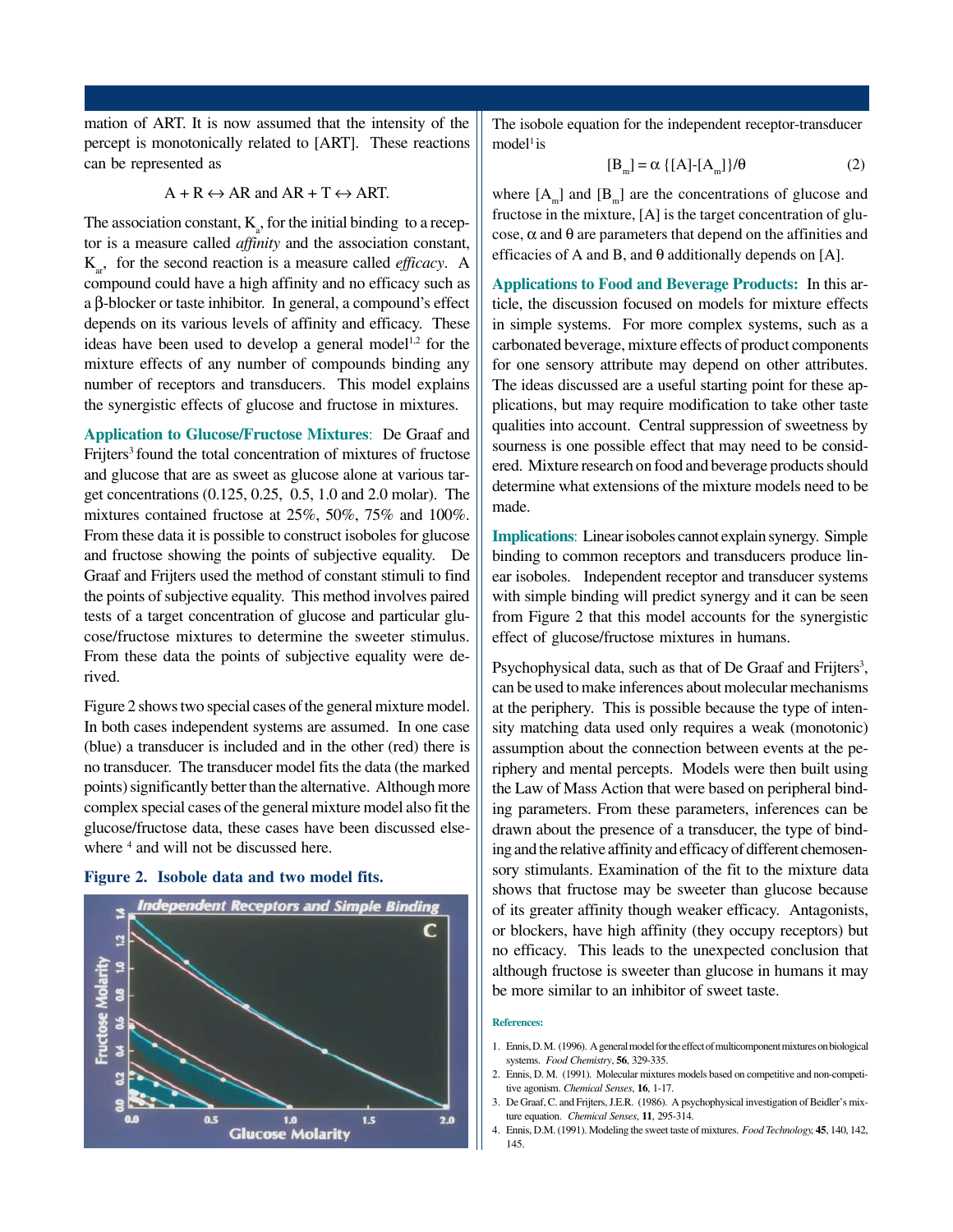mation of ART. It is now assumed that the intensity of the percept is monotonically related to [ART]. These reactions can be represented as

$$A + R \leftrightarrow AR \text{ and } AR + T \leftrightarrow ART.$$

The association constant, $K_a$, for the initial binding to a receptor is a measure called *affinity* and the association constant, $K_{ar}$, for the second reaction is a measure called *efficacy*. A compound could have a high affinity and no efficacy such as a β-blocker or taste inhibitor. In general, a compound's effect depends on its various levels of affinity and efficacy. These ideas have been used to develop a general model[1,2] for the mixture effects of any number of compounds binding any number of receptors and transducers. This model explains the synergistic effects of glucose and fructose in mixtures.

**Application to Glucose/Fructose Mixtures**: De Graaf and Frijters[3] found the total concentration of mixtures of fructose and glucose that are as sweet as glucose alone at various target concentrations (0.125, 0.25, 0.5, 1.0 and 2.0 molar). The mixtures contained fructose at 25%, 50%, 75% and 100%. From these data it is possible to construct isoboles for glucose and fructose showing the points of subjective equality. De Graaf and Frijters used the method of constant stimuli to find the points of subjective equality. This method involves paired tests of a target concentration of glucose and particular glucose/fructose mixtures to determine the sweeter stimulus. From these data the points of subjective equality were derived.

Figure 2 shows two special cases of the general mixture model. In both cases independent systems are assumed. In one case (blue) a transducer is included and in the other (red) there is no transducer. The transducer model fits the data (the marked points) significantly better than the alternative. Although more complex special cases of the general mixture model also fit the glucose/fructose data, these cases have been discussed elsewhere [4] and will not be discussed here.

**Figure 2. Isobole data and two model fits.**

Independent Receptors and Simple Binding

C

Fructose Molarity

0.0 0.2 0.4 0.6 0.8 1.0 1.2 1.4

Glucose Molarity

0.0 0.5 1.0 1.5 2.0

The isobole equation for the independent receptor-transducer model[1] is

$$[B_m] = \alpha \{[A]-[A_m]\}/\theta \tag{2}$$

where $[A_m]$ and $[B_m]$ are the concentrations of glucose and fructose in the mixture, [A] is the target concentration of glucose, α and θ are parameters that depend on the affinities and efficacies of A and B, and θ additionally depends on [A].

**Applications to Food and Beverage Products:** In this article, the discussion focused on models for mixture effects in simple systems. For more complex systems, such as a carbonated beverage, mixture effects of product components for one sensory attribute may depend on other attributes. The ideas discussed are a useful starting point for these applications, but may require modification to take other taste qualities into account. Central suppression of sweetness by sourness is one possible effect that may need to be considered. Mixture research on food and beverage products should determine what extensions of the mixture models need to be made.

**Implications**: Linear isoboles cannot explain synergy. Simple binding to common receptors and transducers produce linear isoboles. Independent receptor and transducer systems with simple binding will predict synergy and it can be seen from Figure 2 that this model accounts for the synergistic effect of glucose/fructose mixtures in humans.

Psychophysical data, such as that of De Graaf and Frijters[3], can be used to make inferences about molecular mechanisms at the periphery. This is possible because the type of intensity matching data used only requires a weak (monotonic) assumption about the connection between events at the periphery and mental percepts. Models were then built using the Law of Mass Action that were based on peripheral binding parameters. From these parameters, inferences can be drawn about the presence of a transducer, the type of binding and the relative affinity and efficacy of different chemosensory stimulants. Examination of the fit to the mixture data shows that fructose may be sweeter than glucose because of its greater affinity though weaker efficacy. Antagonists, or blockers, have high affinity (they occupy receptors) but no efficacy. This leads to the unexpected conclusion that although fructose is sweeter than glucose in humans it may be more similar to an inhibitor of sweet taste.

**References:**

1. Ennis, D.M. (1996). A general model for the effect of multicomponent mixtures on biological systems. *Food Chemistry*, **56**, 329-335.
2. Ennis, D. M. (1991). Molecular mixtures models based on competitive and non-competitive agonism. *Chemical Senses*, **16**, 1-17.
3. De Graaf, C. and Frijters, J.E.R. (1986). A psychophysical investigation of Beidler's mixture equation. *Chemical Senses*, **11**, 295-314.
4. Ennis, D.M. (1991). Modeling the sweet taste of mixtures. *Food Technology,* **45**, 140, 142, 145.